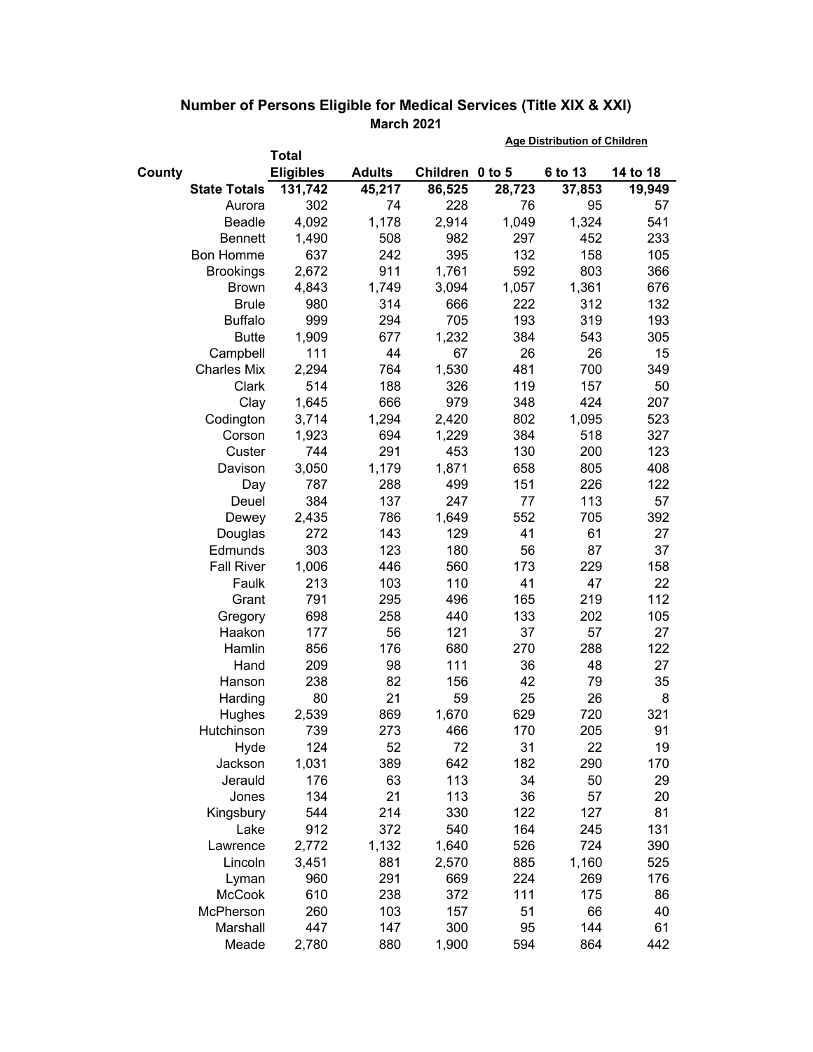## Number of Persons Eligible for Medical Services (Title XIX & XXI)

### March 2021

| County | Total Eligibles | Adults | Children | Age Distribution of Children | | |
|---|---|---|---|---|---|---|
| | | | | 0 to 5 | 6 to 13 | 14 to 18 |
| **State Totals** | **131,742** | **45,217** | **86,525** | **28,723** | **37,853** | **19,949** |
| Aurora | 302 | 74 | 228 | 76 | 95 | 57 |
| Beadle | 4,092 | 1,178 | 2,914 | 1,049 | 1,324 | 541 |
| Bennett | 1,490 | 508 | 982 | 297 | 452 | 233 |
| Bon Homme | 637 | 242 | 395 | 132 | 158 | 105 |
| Brookings | 2,672 | 911 | 1,761 | 592 | 803 | 366 |
| Brown | 4,843 | 1,749 | 3,094 | 1,057 | 1,361 | 676 |
| Brule | 980 | 314 | 666 | 222 | 312 | 132 |
| Buffalo | 999 | 294 | 705 | 193 | 319 | 193 |
| Butte | 1,909 | 677 | 1,232 | 384 | 543 | 305 |
| Campbell | 111 | 44 | 67 | 26 | 26 | 15 |
| Charles Mix | 2,294 | 764 | 1,530 | 481 | 700 | 349 |
| Clark | 514 | 188 | 326 | 119 | 157 | 50 |
| Clay | 1,645 | 666 | 979 | 348 | 424 | 207 |
| Codington | 3,714 | 1,294 | 2,420 | 802 | 1,095 | 523 |
| Corson | 1,923 | 694 | 1,229 | 384 | 518 | 327 |
| Custer | 744 | 291 | 453 | 130 | 200 | 123 |
| Davison | 3,050 | 1,179 | 1,871 | 658 | 805 | 408 |
| Day | 787 | 288 | 499 | 151 | 226 | 122 |
| Deuel | 384 | 137 | 247 | 77 | 113 | 57 |
| Dewey | 2,435 | 786 | 1,649 | 552 | 705 | 392 |
| Douglas | 272 | 143 | 129 | 41 | 61 | 27 |
| Edmunds | 303 | 123 | 180 | 56 | 87 | 37 |
| Fall River | 1,006 | 446 | 560 | 173 | 229 | 158 |
| Faulk | 213 | 103 | 110 | 41 | 47 | 22 |
| Grant | 791 | 295 | 496 | 165 | 219 | 112 |
| Gregory | 698 | 258 | 440 | 133 | 202 | 105 |
| Haakon | 177 | 56 | 121 | 37 | 57 | 27 |
| Hamlin | 856 | 176 | 680 | 270 | 288 | 122 |
| Hand | 209 | 98 | 111 | 36 | 48 | 27 |
| Hanson | 238 | 82 | 156 | 42 | 79 | 35 |
| Harding | 80 | 21 | 59 | 25 | 26 | 8 |
| Hughes | 2,539 | 869 | 1,670 | 629 | 720 | 321 |
| Hutchinson | 739 | 273 | 466 | 170 | 205 | 91 |
| Hyde | 124 | 52 | 72 | 31 | 22 | 19 |
| Jackson | 1,031 | 389 | 642 | 182 | 290 | 170 |
| Jerauld | 176 | 63 | 113 | 34 | 50 | 29 |
| Jones | 134 | 21 | 113 | 36 | 57 | 20 |
| Kingsbury | 544 | 214 | 330 | 122 | 127 | 81 |
| Lake | 912 | 372 | 540 | 164 | 245 | 131 |
| Lawrence | 2,772 | 1,132 | 1,640 | 526 | 724 | 390 |
| Lincoln | 3,451 | 881 | 2,570 | 885 | 1,160 | 525 |
| Lyman | 960 | 291 | 669 | 224 | 269 | 176 |
| McCook | 610 | 238 | 372 | 111 | 175 | 86 |
| McPherson | 260 | 103 | 157 | 51 | 66 | 40 |
| Marshall | 447 | 147 | 300 | 95 | 144 | 61 |
| Meade | 2,780 | 880 | 1,900 | 594 | 864 | 442 |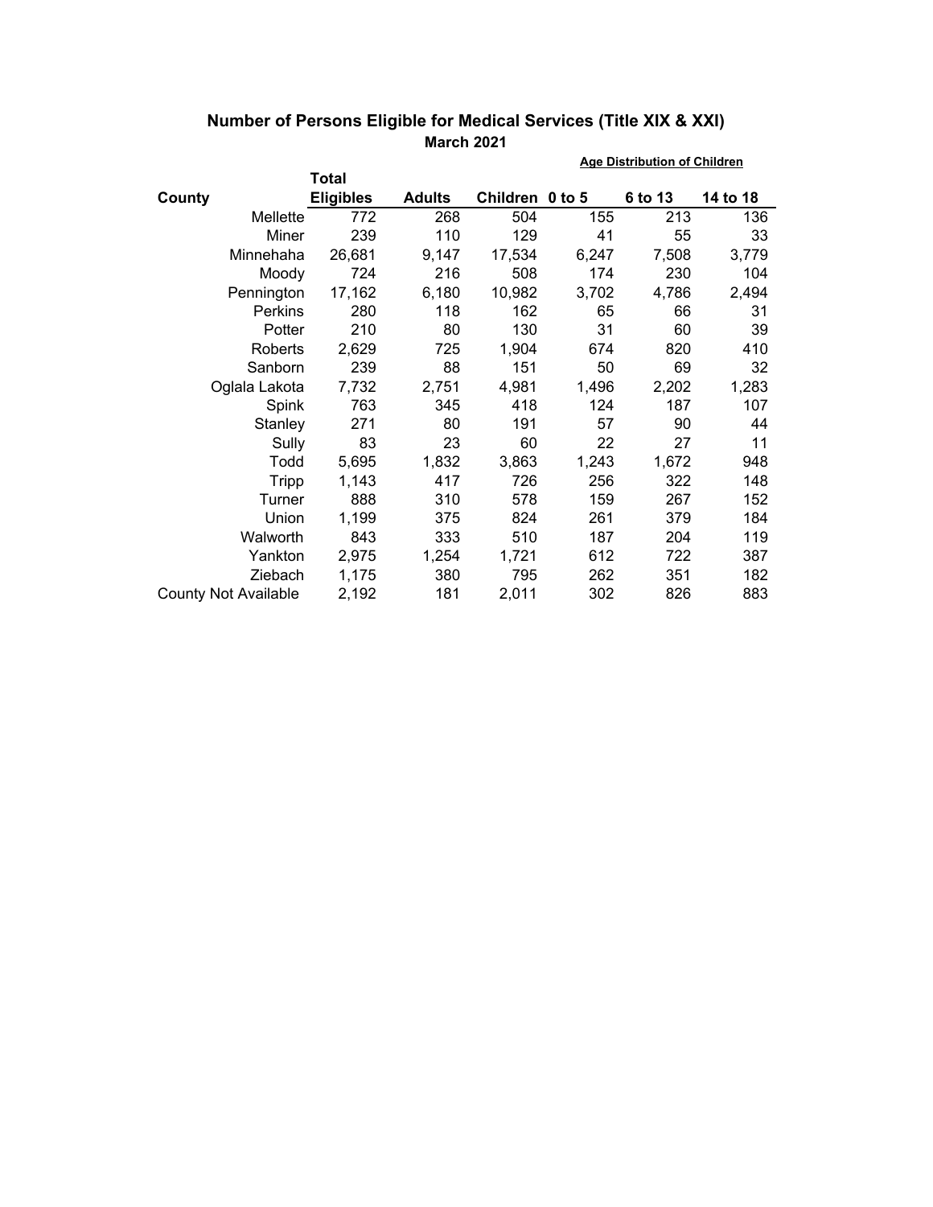## Number of Persons Eligible for Medical Services (Title XIX & XXI)

**March 2021**

| County | Total Eligibles | Adults | Children | Age Distribution of Children: 0 to 5 | 6 to 13 | 14 to 18 |
|---|---|---|---|---|---|---|
| Mellette | 772 | 268 | 504 | 155 | 213 | 136 |
| Miner | 239 | 110 | 129 | 41 | 55 | 33 |
| Minnehaha | 26,681 | 9,147 | 17,534 | 6,247 | 7,508 | 3,779 |
| Moody | 724 | 216 | 508 | 174 | 230 | 104 |
| Pennington | 17,162 | 6,180 | 10,982 | 3,702 | 4,786 | 2,494 |
| Perkins | 280 | 118 | 162 | 65 | 66 | 31 |
| Potter | 210 | 80 | 130 | 31 | 60 | 39 |
| Roberts | 2,629 | 725 | 1,904 | 674 | 820 | 410 |
| Sanborn | 239 | 88 | 151 | 50 | 69 | 32 |
| Oglala Lakota | 7,732 | 2,751 | 4,981 | 1,496 | 2,202 | 1,283 |
| Spink | 763 | 345 | 418 | 124 | 187 | 107 |
| Stanley | 271 | 80 | 191 | 57 | 90 | 44 |
| Sully | 83 | 23 | 60 | 22 | 27 | 11 |
| Todd | 5,695 | 1,832 | 3,863 | 1,243 | 1,672 | 948 |
| Tripp | 1,143 | 417 | 726 | 256 | 322 | 148 |
| Turner | 888 | 310 | 578 | 159 | 267 | 152 |
| Union | 1,199 | 375 | 824 | 261 | 379 | 184 |
| Walworth | 843 | 333 | 510 | 187 | 204 | 119 |
| Yankton | 2,975 | 1,254 | 1,721 | 612 | 722 | 387 |
| Ziebach | 1,175 | 380 | 795 | 262 | 351 | 182 |
| County Not Available | 2,192 | 181 | 2,011 | 302 | 826 | 883 |